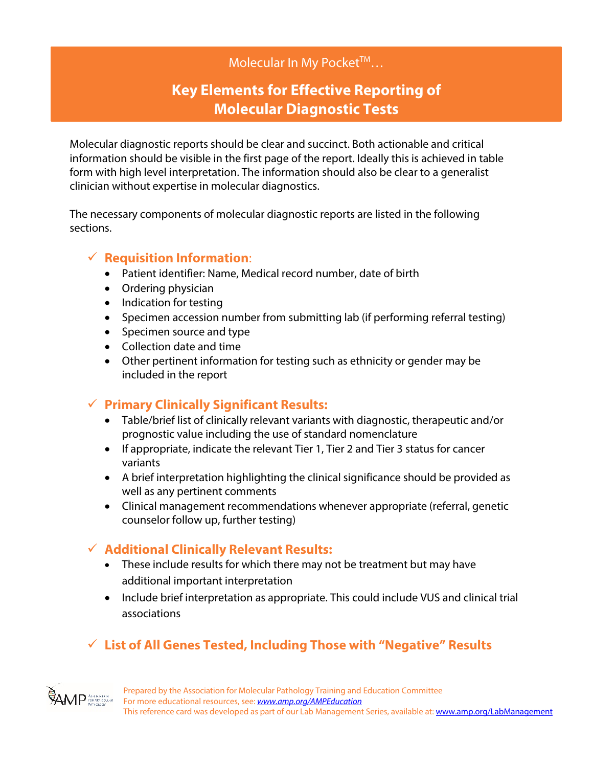Molecular In My Pocket™…

# Key Elements for Effective Reporting of Molecular Diagnostic Tests

Molecular diagnostic reports should be clear and succinct. Both actionable and critical information should be visible in the first page of the report. Ideally this is achieved in table form with high level interpretation. The information should also be clear to a generalist clinician without expertise in molecular diagnostics.

The necessary components of molecular diagnostic reports are listed in the following sections.

## ✓ Requisition Information:

- Patient identifier: Name, Medical record number, date of birth
- Ordering physician
- Indication for testing
- Specimen accession number from submitting lab (if performing referral testing)
- Specimen source and type
- Collection date and time
- Other pertinent information for testing such as ethnicity or gender may be included in the report

## ✓ Primary Clinically Significant Results:

- Table/brief list of clinically relevant variants with diagnostic, therapeutic and/or prognostic value including the use of standard nomenclature
- If appropriate, indicate the relevant Tier 1, Tier 2 and Tier 3 status for cancer variants
- A brief interpretation highlighting the clinical significance should be provided as well as any pertinent comments
- Clinical management recommendations whenever appropriate (referral, genetic counselor follow up, further testing)

## ✓ Additional Clinically Relevant Results:

- These include results for which there may not be treatment but may have additional important interpretation
- Include brief interpretation as appropriate. This could include VUS and clinical trial associations

## ✓ List of All Genes Tested, Including Those with "Negative" Results

Prepared by the Association for Molecular Pathology Training and Education Committee
For more educational resources, see: *www.amp.org/AMPEducation*
This reference card was developed as part of our Lab Management Series, available at: www.amp.org/LabManagement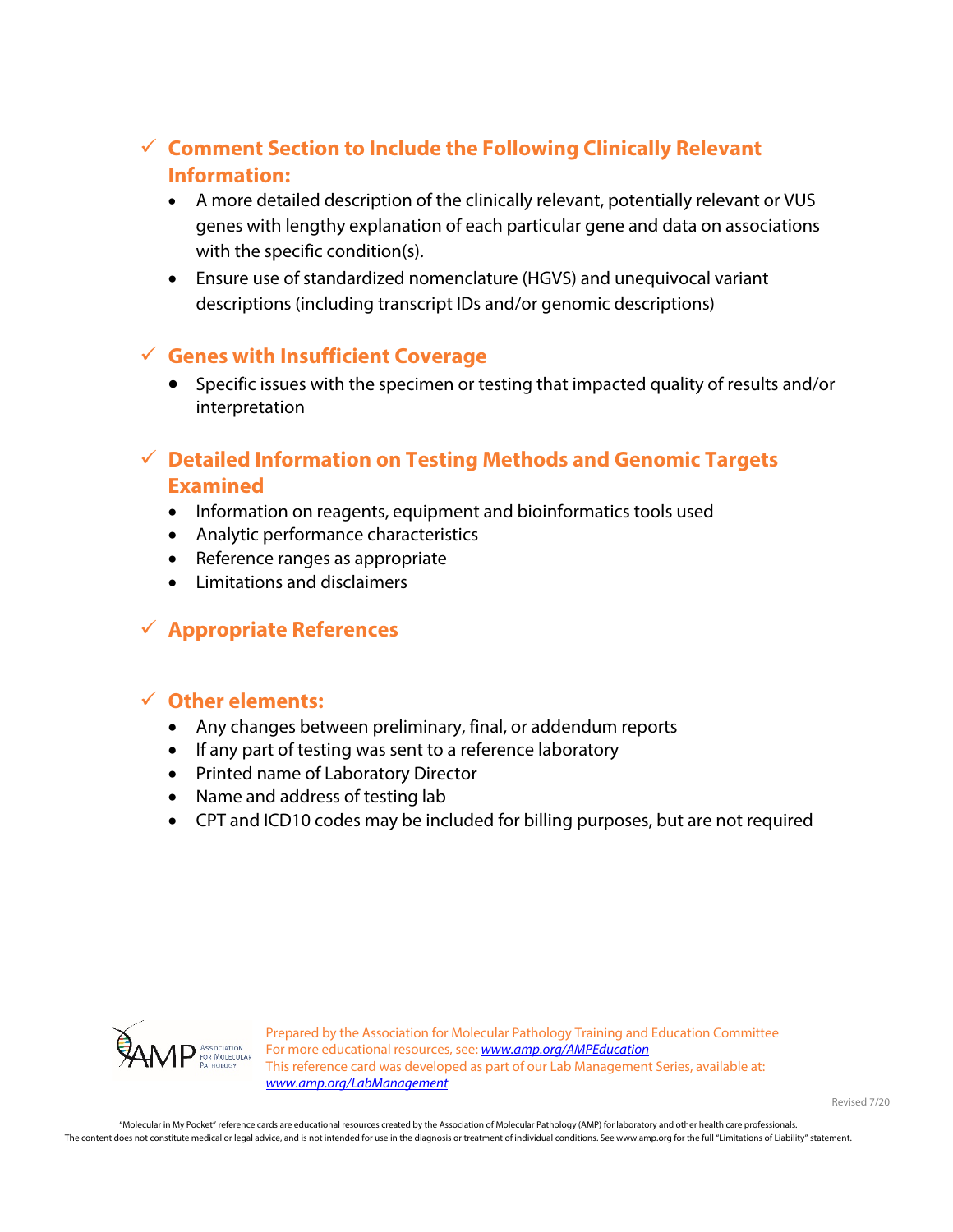## ✓ Comment Section to Include the Following Clinically Relevant Information:

- A more detailed description of the clinically relevant, potentially relevant or VUS genes with lengthy explanation of each particular gene and data on associations with the specific condition(s).
- Ensure use of standardized nomenclature (HGVS) and unequivocal variant descriptions (including transcript IDs and/or genomic descriptions)

## ✓ Genes with Insufficient Coverage

- Specific issues with the specimen or testing that impacted quality of results and/or interpretation

## ✓ Detailed Information on Testing Methods and Genomic Targets Examined

- Information on reagents, equipment and bioinformatics tools used
- Analytic performance characteristics
- Reference ranges as appropriate
- Limitations and disclaimers

## ✓ Appropriate References

## ✓ Other elements:

- Any changes between preliminary, final, or addendum reports
- If any part of testing was sent to a reference laboratory
- Printed name of Laboratory Director
- Name and address of testing lab
- CPT and ICD10 codes may be included for billing purposes, but are not required

AMP Association for Molecular Pathology

Prepared by the Association for Molecular Pathology Training and Education Committee
For more educational resources, see: *www.amp.org/AMPEducation*
This reference card was developed as part of our Lab Management Series, available at: *www.amp.org/LabManagement*

Revised 7/20

"Molecular in My Pocket" reference cards are educational resources created by the Association of Molecular Pathology (AMP) for laboratory and other health care professionals.
The content does not constitute medical or legal advice, and is not intended for use in the diagnosis or treatment of individual conditions. See www.amp.org for the full "Limitations of Liability" statement.